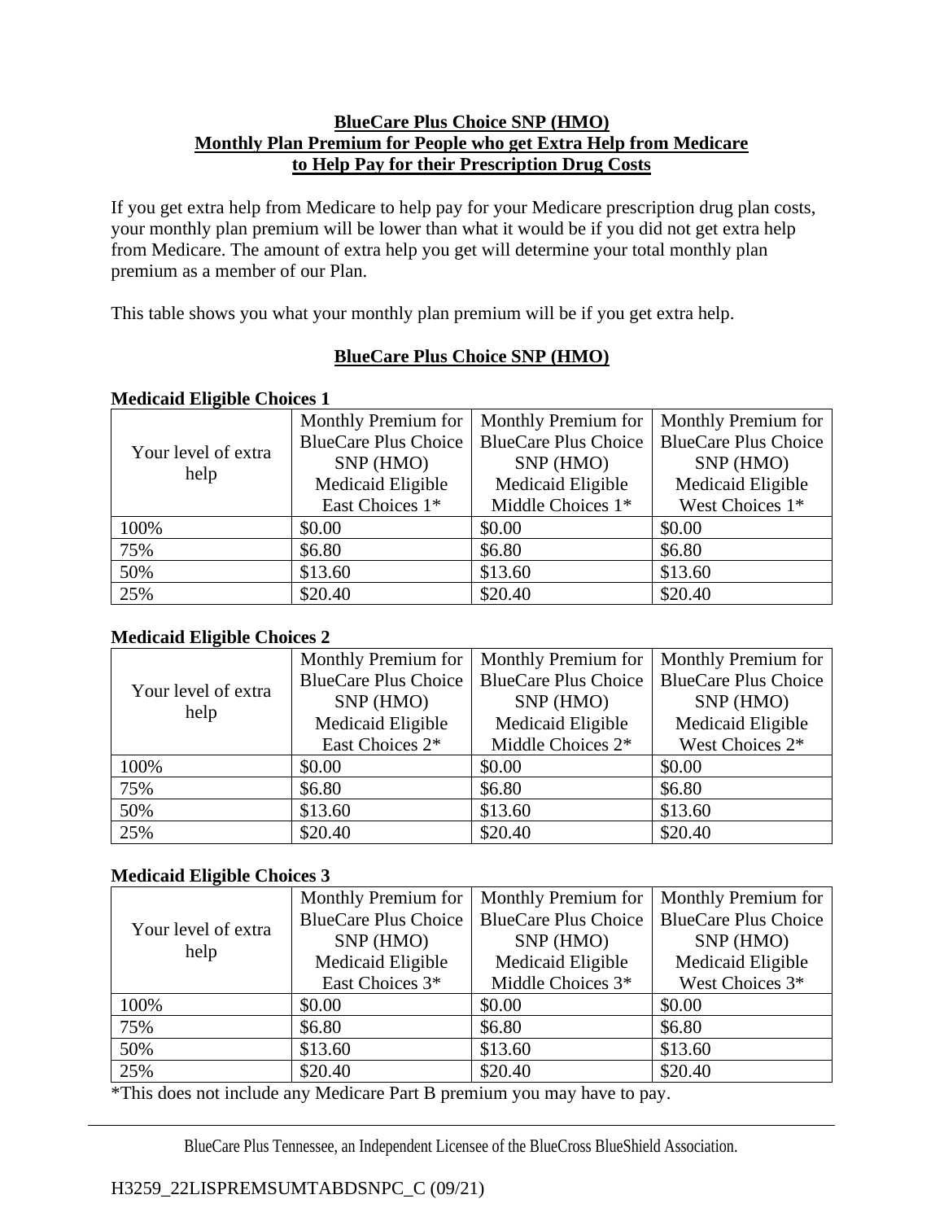**BlueCare Plus Choice SNP (HMO)**
**Monthly Plan Premium for People who get Extra Help from Medicare to Help Pay for their Prescription Drug Costs**

If you get extra help from Medicare to help pay for your Medicare prescription drug plan costs, your monthly plan premium will be lower than what it would be if you did not get extra help from Medicare. The amount of extra help you get will determine your total monthly plan premium as a member of our Plan.

This table shows you what your monthly plan premium will be if you get extra help.

**BlueCare Plus Choice SNP (HMO)**

**Medicaid Eligible Choices 1**

| Your level of extra help | Monthly Premium for BlueCare Plus Choice SNP (HMO) Medicaid Eligible East Choices 1* | Monthly Premium for BlueCare Plus Choice SNP (HMO) Medicaid Eligible Middle Choices 1* | Monthly Premium for BlueCare Plus Choice SNP (HMO) Medicaid Eligible West Choices 1* |
|---|---|---|---|
| 100% | $0.00 | $0.00 | $0.00 |
| 75% | $6.80 | $6.80 | $6.80 |
| 50% | $13.60 | $13.60 | $13.60 |
| 25% | $20.40 | $20.40 | $20.40 |

**Medicaid Eligible Choices 2**

| Your level of extra help | Monthly Premium for BlueCare Plus Choice SNP (HMO) Medicaid Eligible East Choices 2* | Monthly Premium for BlueCare Plus Choice SNP (HMO) Medicaid Eligible Middle Choices 2* | Monthly Premium for BlueCare Plus Choice SNP (HMO) Medicaid Eligible West Choices 2* |
|---|---|---|---|
| 100% | $0.00 | $0.00 | $0.00 |
| 75% | $6.80 | $6.80 | $6.80 |
| 50% | $13.60 | $13.60 | $13.60 |
| 25% | $20.40 | $20.40 | $20.40 |

**Medicaid Eligible Choices 3**

| Your level of extra help | Monthly Premium for BlueCare Plus Choice SNP (HMO) Medicaid Eligible East Choices 3* | Monthly Premium for BlueCare Plus Choice SNP (HMO) Medicaid Eligible Middle Choices 3* | Monthly Premium for BlueCare Plus Choice SNP (HMO) Medicaid Eligible West Choices 3* |
|---|---|---|---|
| 100% | $0.00 | $0.00 | $0.00 |
| 75% | $6.80 | $6.80 | $6.80 |
| 50% | $13.60 | $13.60 | $13.60 |
| 25% | $20.40 | $20.40 | $20.40 |

*This does not include any Medicare Part B premium you may have to pay.

BlueCare Plus Tennessee, an Independent Licensee of the BlueCross BlueShield Association.

H3259_22LISPREMSUMTABDSNPC_C (09/21)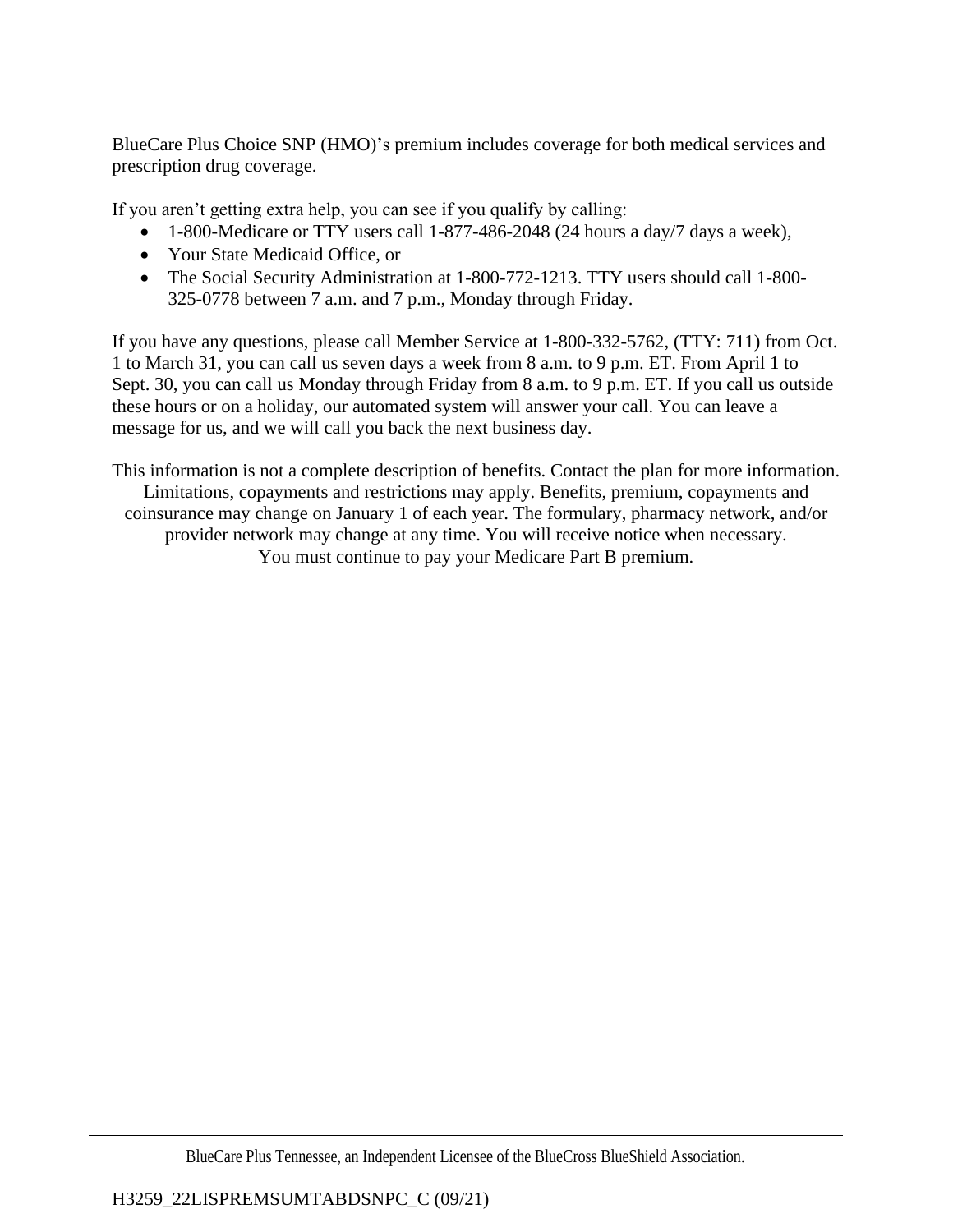BlueCare Plus Choice SNP (HMO)'s premium includes coverage for both medical services and prescription drug coverage.

If you aren't getting extra help, you can see if you qualify by calling:

- 1-800-Medicare or TTY users call 1-877-486-2048 (24 hours a day/7 days a week),
- Your State Medicaid Office, or
- The Social Security Administration at 1-800-772-1213. TTY users should call 1-800-325-0778 between 7 a.m. and 7 p.m., Monday through Friday.

If you have any questions, please call Member Service at 1-800-332-5762, (TTY: 711) from Oct. 1 to March 31, you can call us seven days a week from 8 a.m. to 9 p.m. ET. From April 1 to Sept. 30, you can call us Monday through Friday from 8 a.m. to 9 p.m. ET. If you call us outside these hours or on a holiday, our automated system will answer your call. You can leave a message for us, and we will call you back the next business day.

This information is not a complete description of benefits. Contact the plan for more information. Limitations, copayments and restrictions may apply. Benefits, premium, copayments and coinsurance may change on January 1 of each year. The formulary, pharmacy network, and/or provider network may change at any time. You will receive notice when necessary. You must continue to pay your Medicare Part B premium.

BlueCare Plus Tennessee, an Independent Licensee of the BlueCross BlueShield Association.

H3259_22LISPREMSUMTABDSNPC_C (09/21)